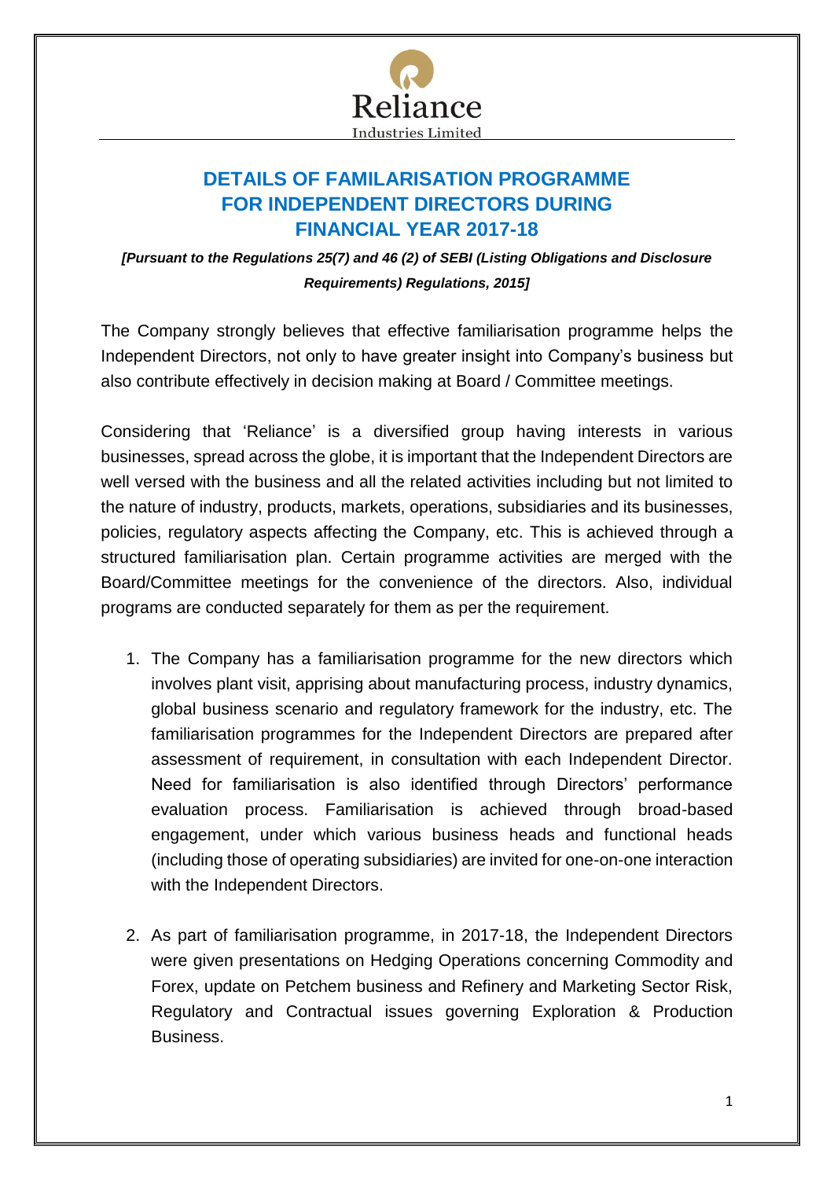Reliance

Industries Limited

# DETAILS OF FAMILARISATION PROGRAMME FOR INDEPENDENT DIRECTORS DURING FINANCIAL YEAR 2017-18

***[Pursuant to the Regulations 25(7) and 46 (2) of SEBI (Listing Obligations and Disclosure Requirements) Regulations, 2015]***

The Company strongly believes that effective familiarisation programme helps the Independent Directors, not only to have greater insight into Company's business but also contribute effectively in decision making at Board / Committee meetings.

Considering that 'Reliance' is a diversified group having interests in various businesses, spread across the globe, it is important that the Independent Directors are well versed with the business and all the related activities including but not limited to the nature of industry, products, markets, operations, subsidiaries and its businesses, policies, regulatory aspects affecting the Company, etc. This is achieved through a structured familiarisation plan. Certain programme activities are merged with the Board/Committee meetings for the convenience of the directors. Also, individual programs are conducted separately for them as per the requirement.

1. The Company has a familiarisation programme for the new directors which involves plant visit, apprising about manufacturing process, industry dynamics, global business scenario and regulatory framework for the industry, etc. The familiarisation programmes for the Independent Directors are prepared after assessment of requirement, in consultation with each Independent Director. Need for familiarisation is also identified through Directors' performance evaluation process. Familiarisation is achieved through broad-based engagement, under which various business heads and functional heads (including those of operating subsidiaries) are invited for one-on-one interaction with the Independent Directors.

2. As part of familiarisation programme, in 2017-18, the Independent Directors were given presentations on Hedging Operations concerning Commodity and Forex, update on Petchem business and Refinery and Marketing Sector Risk, Regulatory and Contractual issues governing Exploration & Production Business.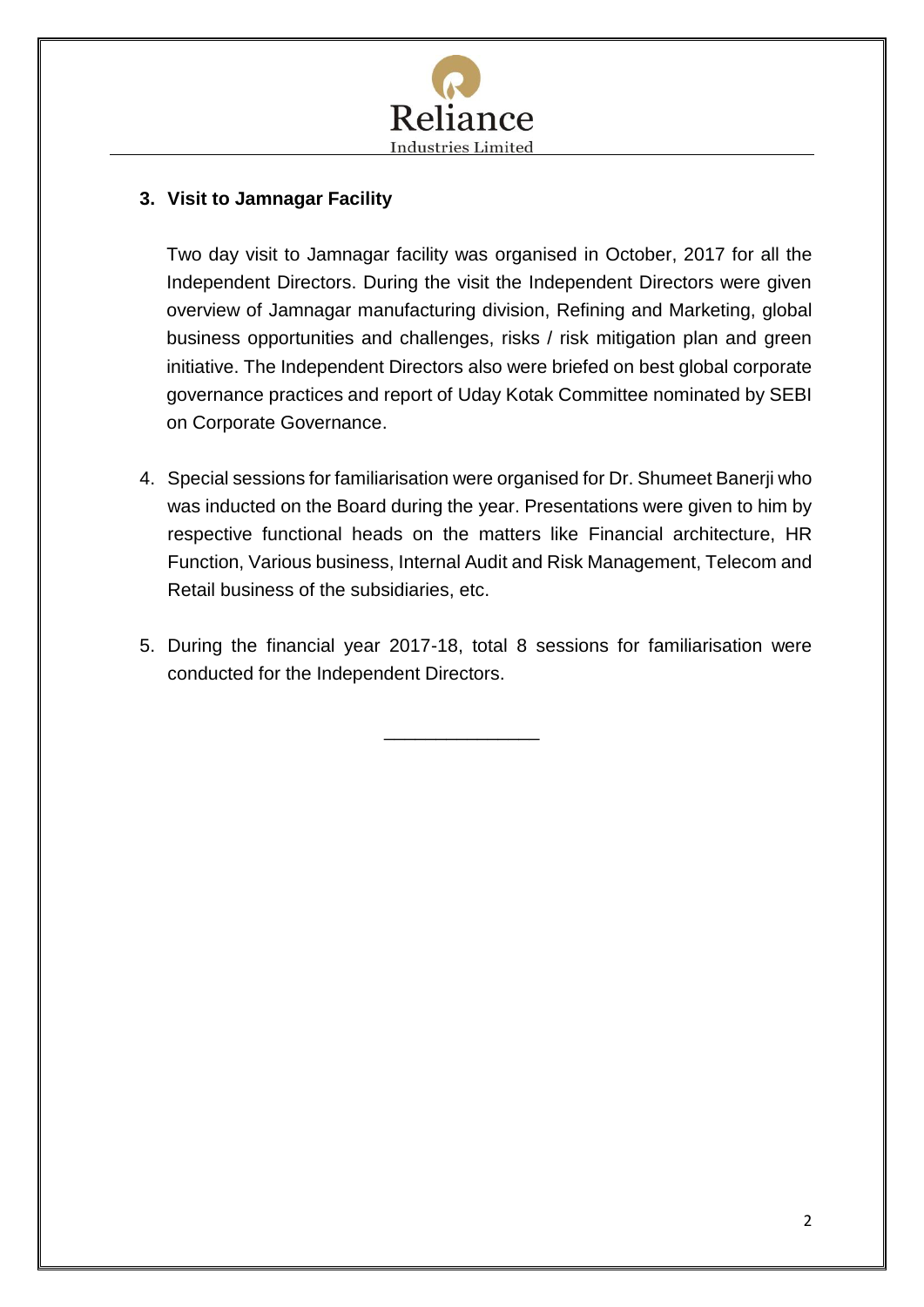### 3. Visit to Jamnagar Facility

Two day visit to Jamnagar facility was organised in October, 2017 for all the Independent Directors. During the visit the Independent Directors were given overview of Jamnagar manufacturing division, Refining and Marketing, global business opportunities and challenges, risks / risk mitigation plan and green initiative. The Independent Directors also were briefed on best global corporate governance practices and report of Uday Kotak Committee nominated by SEBI on Corporate Governance.

4. Special sessions for familiarisation were organised for Dr. Shumeet Banerji who was inducted on the Board during the year. Presentations were given to him by respective functional heads on the matters like Financial architecture, HR Function, Various business, Internal Audit and Risk Management, Telecom and Retail business of the subsidiaries, etc.

5. During the financial year 2017-18, total 8 sessions for familiarisation were conducted for the Independent Directors.

---